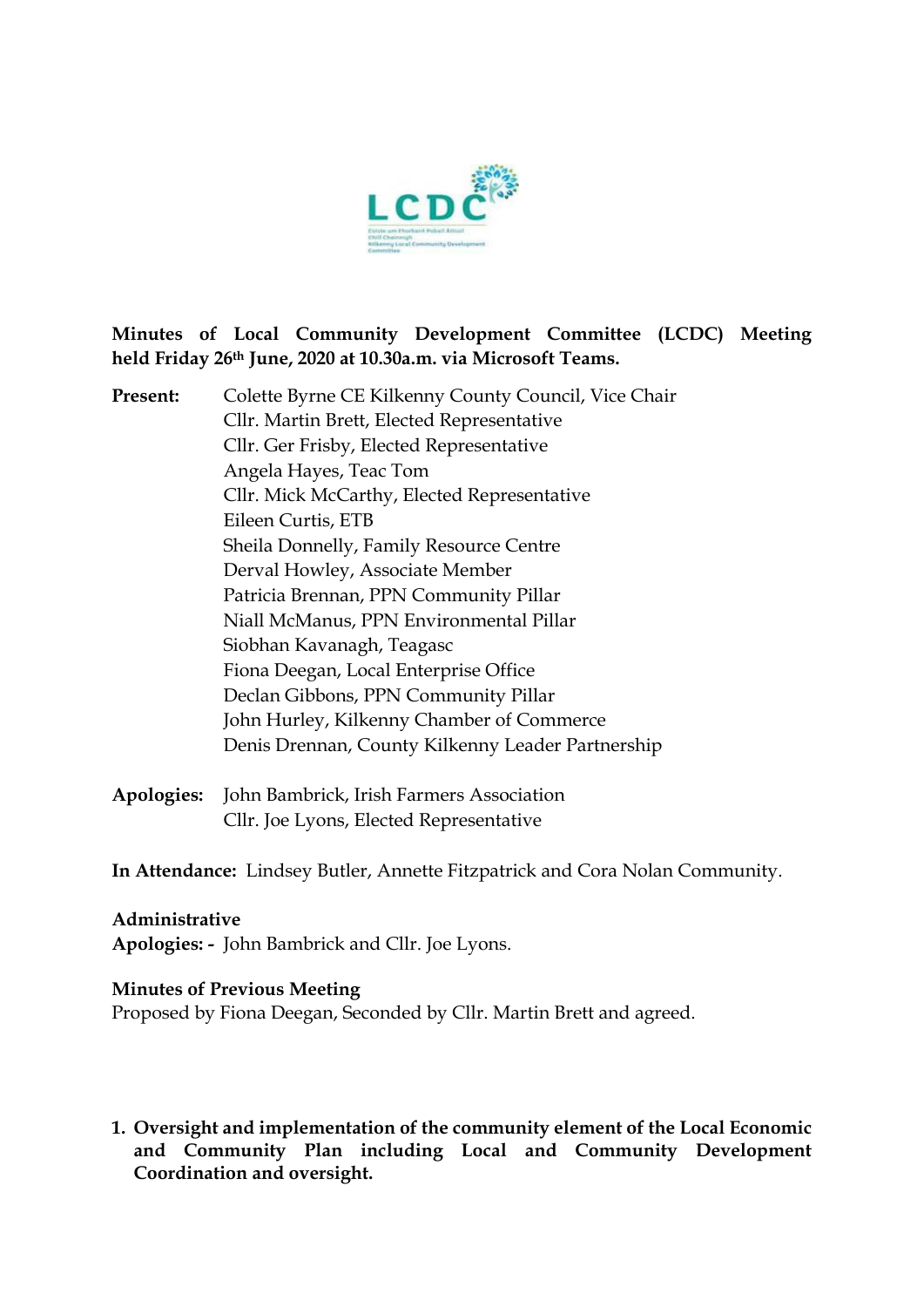**Minutes of Local Community Development Committee (LCDC) Meeting held Friday 26th June, 2020 at 10.30a.m. via Microsoft Teams.**

**Present:** Colette Byrne CE Kilkenny County Council, Vice Chair
Cllr. Martin Brett, Elected Representative
Cllr. Ger Frisby, Elected Representative
Angela Hayes, Teac Tom
Cllr. Mick McCarthy, Elected Representative
Eileen Curtis, ETB
Sheila Donnelly, Family Resource Centre
Derval Howley, Associate Member
Patricia Brennan, PPN Community Pillar
Niall McManus, PPN Environmental Pillar
Siobhan Kavanagh, Teagasc
Fiona Deegan, Local Enterprise Office
Declan Gibbons, PPN Community Pillar
John Hurley, Kilkenny Chamber of Commerce
Denis Drennan, County Kilkenny Leader Partnership

**Apologies:** John Bambrick, Irish Farmers Association
Cllr. Joe Lyons, Elected Representative

**In Attendance:** Lindsey Butler, Annette Fitzpatrick and Cora Nolan Community.

**Administrative**
**Apologies: -** John Bambrick and Cllr. Joe Lyons.

**Minutes of Previous Meeting**
Proposed by Fiona Deegan, Seconded by Cllr. Martin Brett and agreed.

1. **Oversight and implementation of the community element of the Local Economic and Community Plan including Local and Community Development Coordination and oversight.**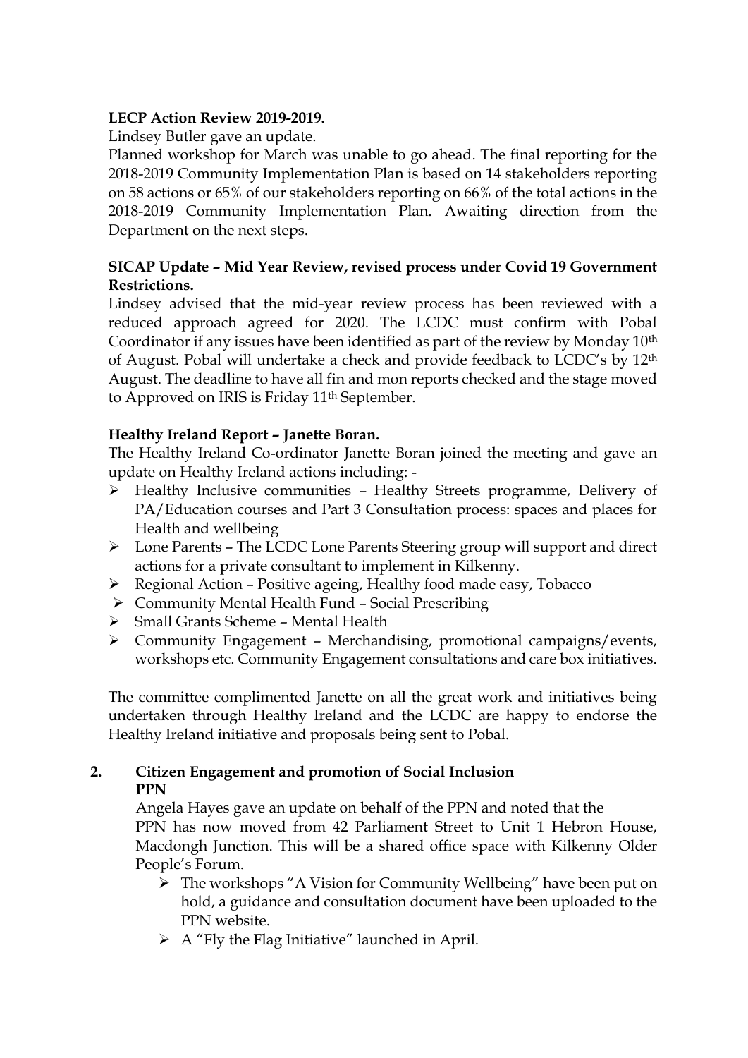**LECP Action Review 2019-2019.**

Lindsey Butler gave an update.

Planned workshop for March was unable to go ahead. The final reporting for the 2018-2019 Community Implementation Plan is based on 14 stakeholders reporting on 58 actions or 65% of our stakeholders reporting on 66% of the total actions in the 2018-2019 Community Implementation Plan. Awaiting direction from the Department on the next steps.

**SICAP Update – Mid Year Review, revised process under Covid 19 Government Restrictions.**

Lindsey advised that the mid-year review process has been reviewed with a reduced approach agreed for 2020. The LCDC must confirm with Pobal Coordinator if any issues have been identified as part of the review by Monday 10th of August. Pobal will undertake a check and provide feedback to LCDC's by 12th August. The deadline to have all fin and mon reports checked and the stage moved to Approved on IRIS is Friday 11th September.

**Healthy Ireland Report – Janette Boran.**

The Healthy Ireland Co-ordinator Janette Boran joined the meeting and gave an update on Healthy Ireland actions including: -

- Healthy Inclusive communities – Healthy Streets programme, Delivery of PA/Education courses and Part 3 Consultation process: spaces and places for Health and wellbeing
- Lone Parents – The LCDC Lone Parents Steering group will support and direct actions for a private consultant to implement in Kilkenny.
- Regional Action – Positive ageing, Healthy food made easy, Tobacco
- Community Mental Health Fund – Social Prescribing
- Small Grants Scheme – Mental Health
- Community Engagement – Merchandising, promotional campaigns/events, workshops etc. Community Engagement consultations and care box initiatives.

The committee complimented Janette on all the great work and initiatives being undertaken through Healthy Ireland and the LCDC are happy to endorse the Healthy Ireland initiative and proposals being sent to Pobal.

**2. Citizen Engagement and promotion of Social Inclusion**

**PPN**

Angela Hayes gave an update on behalf of the PPN and noted that the PPN has now moved from 42 Parliament Street to Unit 1 Hebron House, Macdongh Junction. This will be a shared office space with Kilkenny Older People's Forum.

- The workshops "A Vision for Community Wellbeing" have been put on hold, a guidance and consultation document have been uploaded to the PPN website.
- A "Fly the Flag Initiative" launched in April.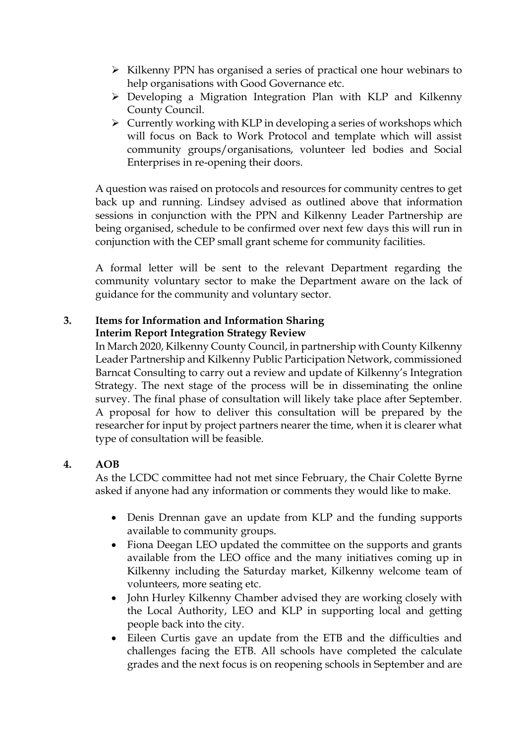- Kilkenny PPN has organised a series of practical one hour webinars to help organisations with Good Governance etc.
- Developing a Migration Integration Plan with KLP and Kilkenny County Council.
- Currently working with KLP in developing a series of workshops which will focus on Back to Work Protocol and template which will assist community groups/organisations, volunteer led bodies and Social Enterprises in re-opening their doors.

A question was raised on protocols and resources for community centres to get back up and running. Lindsey advised as outlined above that information sessions in conjunction with the PPN and Kilkenny Leader Partnership are being organised, schedule to be confirmed over next few days this will run in conjunction with the CEP small grant scheme for community facilities.

A formal letter will be sent to the relevant Department regarding the community voluntary sector to make the Department aware on the lack of guidance for the community and voluntary sector.

**3. Items for Information and Information Sharing**

**Interim Report Integration Strategy Review**

In March 2020, Kilkenny County Council, in partnership with County Kilkenny Leader Partnership and Kilkenny Public Participation Network, commissioned Barncat Consulting to carry out a review and update of Kilkenny's Integration Strategy. The next stage of the process will be in disseminating the online survey. The final phase of consultation will likely take place after September. A proposal for how to deliver this consultation will be prepared by the researcher for input by project partners nearer the time, when it is clearer what type of consultation will be feasible.

**4. AOB**

As the LCDC committee had not met since February, the Chair Colette Byrne asked if anyone had any information or comments they would like to make.

- Denis Drennan gave an update from KLP and the funding supports available to community groups.
- Fiona Deegan LEO updated the committee on the supports and grants available from the LEO office and the many initiatives coming up in Kilkenny including the Saturday market, Kilkenny welcome team of volunteers, more seating etc.
- John Hurley Kilkenny Chamber advised they are working closely with the Local Authority, LEO and KLP in supporting local and getting people back into the city.
- Eileen Curtis gave an update from the ETB and the difficulties and challenges facing the ETB. All schools have completed the calculate grades and the next focus is on reopening schools in September and are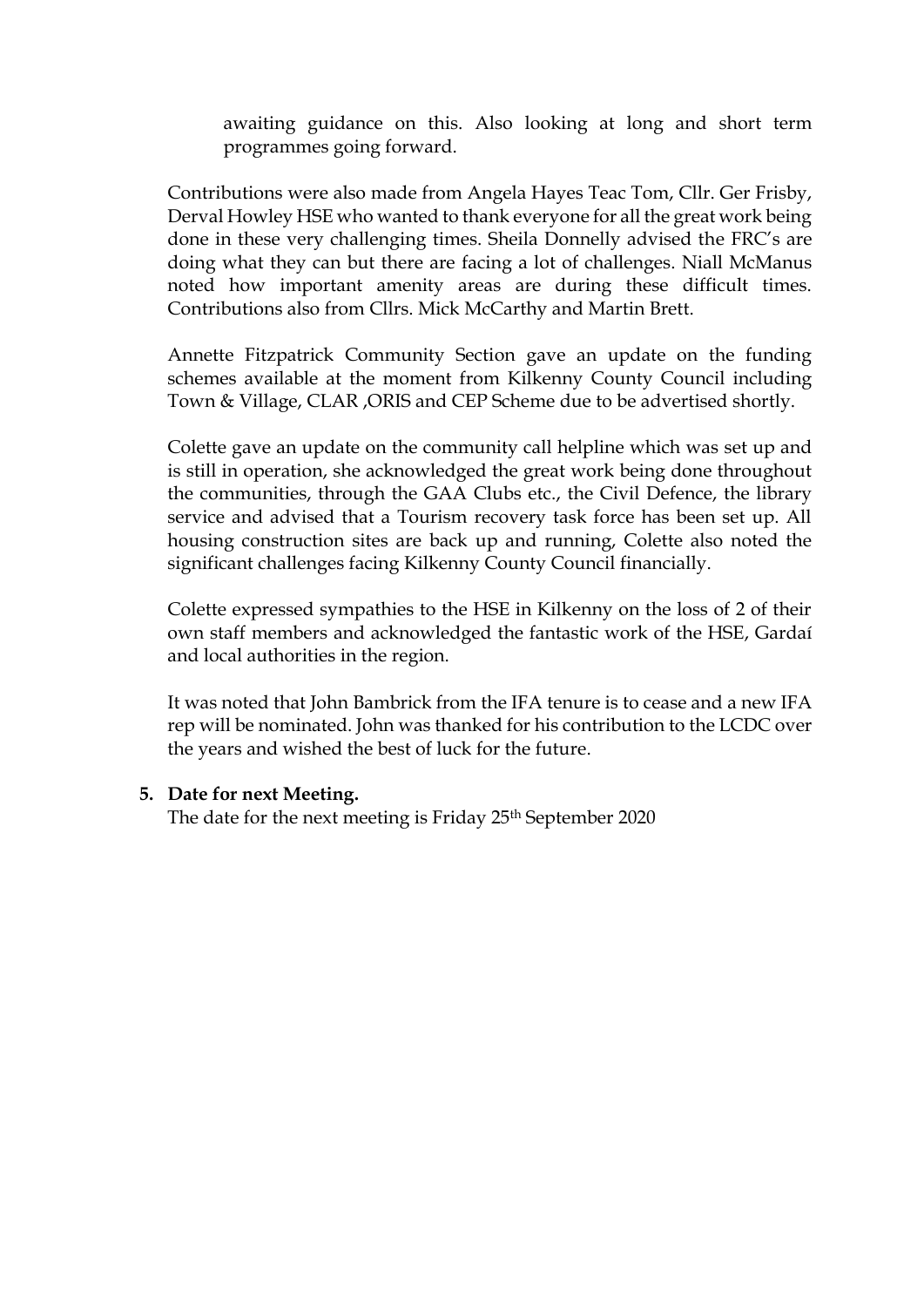awaiting guidance on this. Also looking at long and short term programmes going forward.

Contributions were also made from Angela Hayes Teac Tom, Cllr. Ger Frisby, Derval Howley HSE who wanted to thank everyone for all the great work being done in these very challenging times. Sheila Donnelly advised the FRC's are doing what they can but there are facing a lot of challenges. Niall McManus noted how important amenity areas are during these difficult times. Contributions also from Cllrs. Mick McCarthy and Martin Brett.

Annette Fitzpatrick Community Section gave an update on the funding schemes available at the moment from Kilkenny County Council including Town & Village, CLAR ,ORIS and CEP Scheme due to be advertised shortly.

Colette gave an update on the community call helpline which was set up and is still in operation, she acknowledged the great work being done throughout the communities, through the GAA Clubs etc., the Civil Defence, the library service and advised that a Tourism recovery task force has been set up. All housing construction sites are back up and running, Colette also noted the significant challenges facing Kilkenny County Council financially.

Colette expressed sympathies to the HSE in Kilkenny on the loss of 2 of their own staff members and acknowledged the fantastic work of the HSE, Gardaí and local authorities in the region.

It was noted that John Bambrick from the IFA tenure is to cease and a new IFA rep will be nominated. John was thanked for his contribution to the LCDC over the years and wished the best of luck for the future.

5. **Date for next Meeting.**
   The date for the next meeting is Friday 25th September 2020